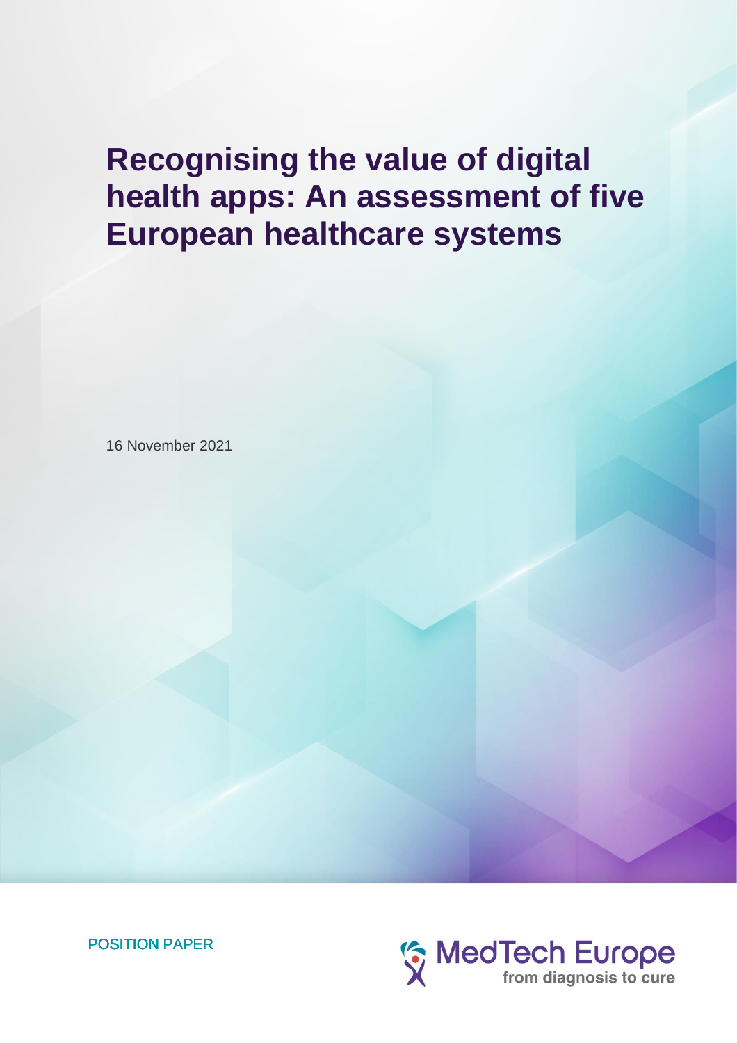# Recognising the value of digital health apps: An assessment of five European healthcare systems

16 November 2021

POSITION PAPER

MedTech Europe
from diagnosis to cure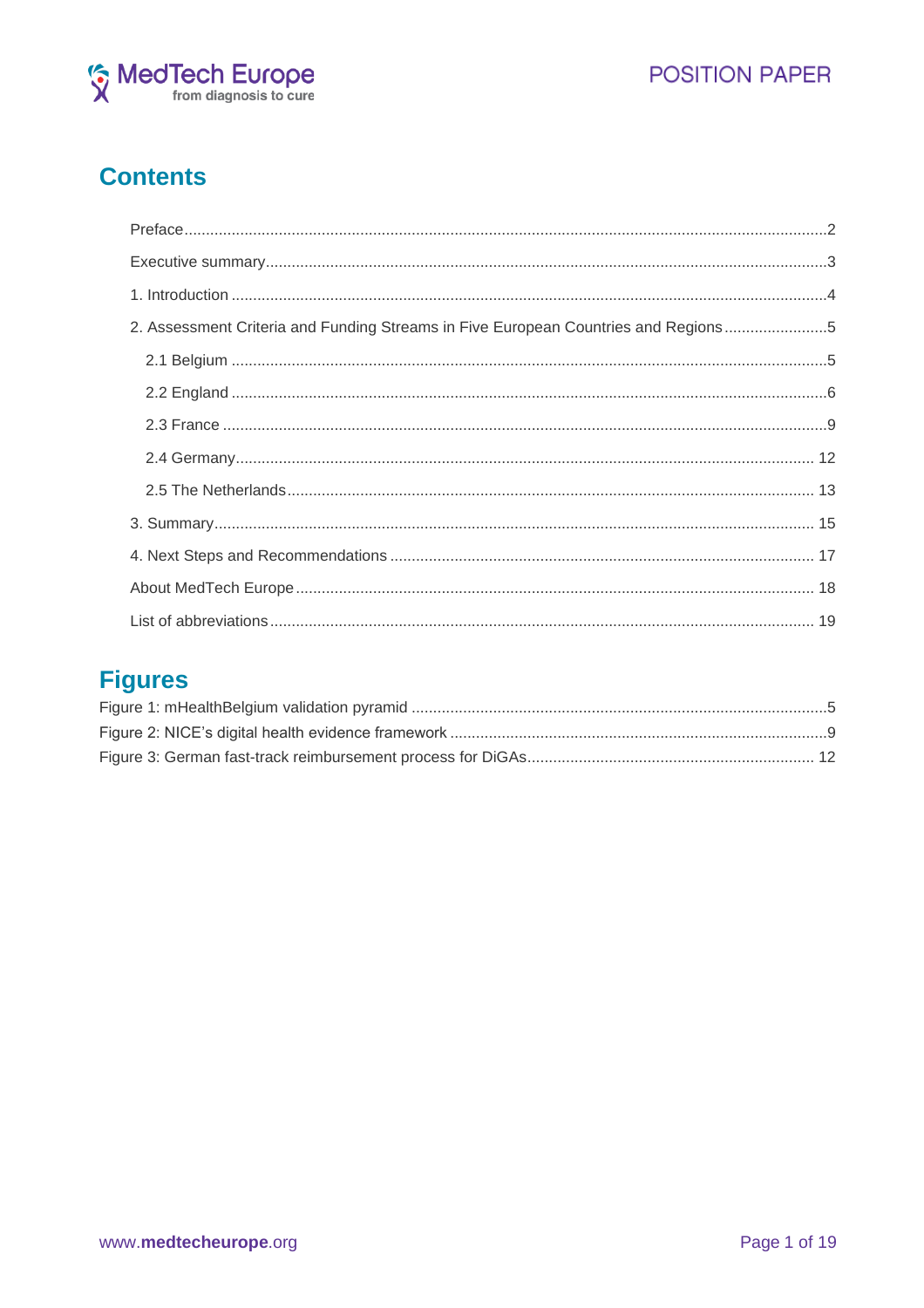# Contents

- Preface ..... 2
- Executive summary ..... 3
- 1. Introduction ..... 4
- 2. Assessment Criteria and Funding Streams in Five European Countries and Regions ..... 5
  - 2.1 Belgium ..... 5
  - 2.2 England ..... 6
  - 2.3 France ..... 9
  - 2.4 Germany ..... 12
  - 2.5 The Netherlands ..... 13
- 3. Summary ..... 15
- 4. Next Steps and Recommendations ..... 17
- About MedTech Europe ..... 18
- List of abbreviations ..... 19

# Figures

- Figure 1: mHealthBelgium validation pyramid ..... 5
- Figure 2: NICE's digital health evidence framework ..... 9
- Figure 3: German fast-track reimbursement process for DiGAs ..... 12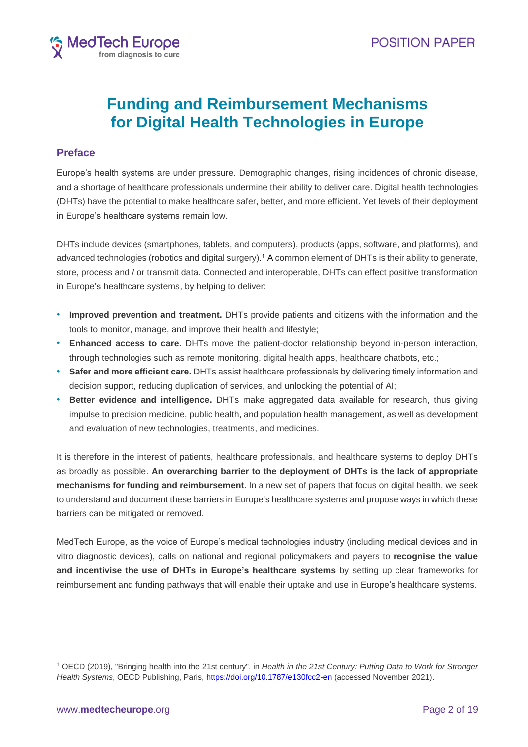# Funding and Reimbursement Mechanisms for Digital Health Technologies in Europe

## Preface

Europe's health systems are under pressure. Demographic changes, rising incidences of chronic disease, and a shortage of healthcare professionals undermine their ability to deliver care. Digital health technologies (DHTs) have the potential to make healthcare safer, better, and more efficient. Yet levels of their deployment in Europe's healthcare systems remain low.

DHTs include devices (smartphones, tablets, and computers), products (apps, software, and platforms), and advanced technologies (robotics and digital surgery).[1] A common element of DHTs is their ability to generate, store, process and / or transmit data. Connected and interoperable, DHTs can effect positive transformation in Europe's healthcare systems, by helping to deliver:

- **Improved prevention and treatment.** DHTs provide patients and citizens with the information and the tools to monitor, manage, and improve their health and lifestyle;
- **Enhanced access to care.** DHTs move the patient-doctor relationship beyond in-person interaction, through technologies such as remote monitoring, digital health apps, healthcare chatbots, etc.;
- **Safer and more efficient care.** DHTs assist healthcare professionals by delivering timely information and decision support, reducing duplication of services, and unlocking the potential of AI;
- **Better evidence and intelligence.** DHTs make aggregated data available for research, thus giving impulse to precision medicine, public health, and population health management, as well as development and evaluation of new technologies, treatments, and medicines.

It is therefore in the interest of patients, healthcare professionals, and healthcare systems to deploy DHTs as broadly as possible. **An overarching barrier to the deployment of DHTs is the lack of appropriate mechanisms for funding and reimbursement**. In a new set of papers that focus on digital health, we seek to understand and document these barriers in Europe's healthcare systems and propose ways in which these barriers can be mitigated or removed.

MedTech Europe, as the voice of Europe's medical technologies industry (including medical devices and in vitro diagnostic devices), calls on national and regional policymakers and payers to **recognise the value and incentivise the use of DHTs in Europe's healthcare systems** by setting up clear frameworks for reimbursement and funding pathways that will enable their uptake and use in Europe's healthcare systems.

---

[1] OECD (2019), "Bringing health into the 21st century", in *Health in the 21st Century: Putting Data to Work for Stronger Health Systems*, OECD Publishing, Paris, https://doi.org/10.1787/e130fcc2-en (accessed November 2021).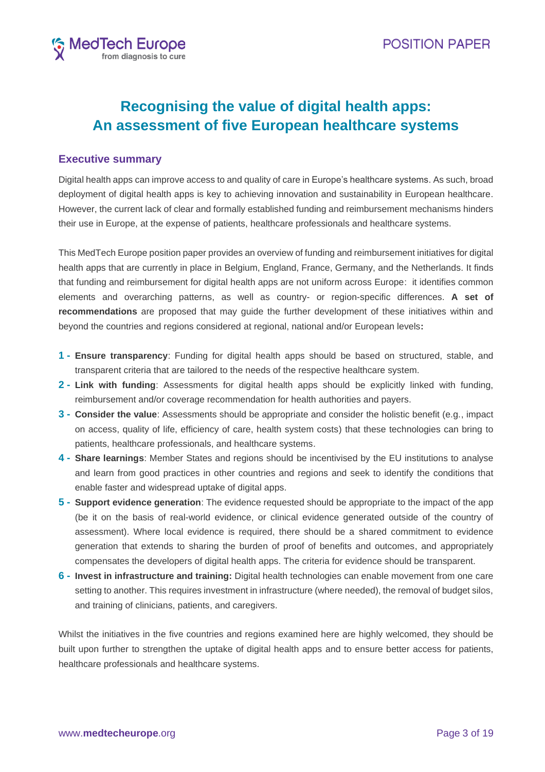# Recognising the value of digital health apps: An assessment of five European healthcare systems

## Executive summary

Digital health apps can improve access to and quality of care in Europe's healthcare systems. As such, broad deployment of digital health apps is key to achieving innovation and sustainability in European healthcare. However, the current lack of clear and formally established funding and reimbursement mechanisms hinders their use in Europe, at the expense of patients, healthcare professionals and healthcare systems.

This MedTech Europe position paper provides an overview of funding and reimbursement initiatives for digital health apps that are currently in place in Belgium, England, France, Germany, and the Netherlands. It finds that funding and reimbursement for digital health apps are not uniform across Europe: it identifies common elements and overarching patterns, as well as country- or region-specific differences. **A set of recommendations** are proposed that may guide the further development of these initiatives within and beyond the countries and regions considered at regional, national and/or European levels**:**

1. **Ensure transparency**: Funding for digital health apps should be based on structured, stable, and transparent criteria that are tailored to the needs of the respective healthcare system.
2. **Link with funding**: Assessments for digital health apps should be explicitly linked with funding, reimbursement and/or coverage recommendation for health authorities and payers.
3. **Consider the value**: Assessments should be appropriate and consider the holistic benefit (e.g., impact on access, quality of life, efficiency of care, health system costs) that these technologies can bring to patients, healthcare professionals, and healthcare systems.
4. **Share learnings**: Member States and regions should be incentivised by the EU institutions to analyse and learn from good practices in other countries and regions and seek to identify the conditions that enable faster and widespread uptake of digital apps.
5. **Support evidence generation**: The evidence requested should be appropriate to the impact of the app (be it on the basis of real-world evidence, or clinical evidence generated outside of the country of assessment). Where local evidence is required, there should be a shared commitment to evidence generation that extends to sharing the burden of proof of benefits and outcomes, and appropriately compensates the developers of digital health apps. The criteria for evidence should be transparent.
6. **Invest in infrastructure and training:** Digital health technologies can enable movement from one care setting to another. This requires investment in infrastructure (where needed), the removal of budget silos, and training of clinicians, patients, and caregivers.

Whilst the initiatives in the five countries and regions examined here are highly welcomed, they should be built upon further to strengthen the uptake of digital health apps and to ensure better access for patients, healthcare professionals and healthcare systems.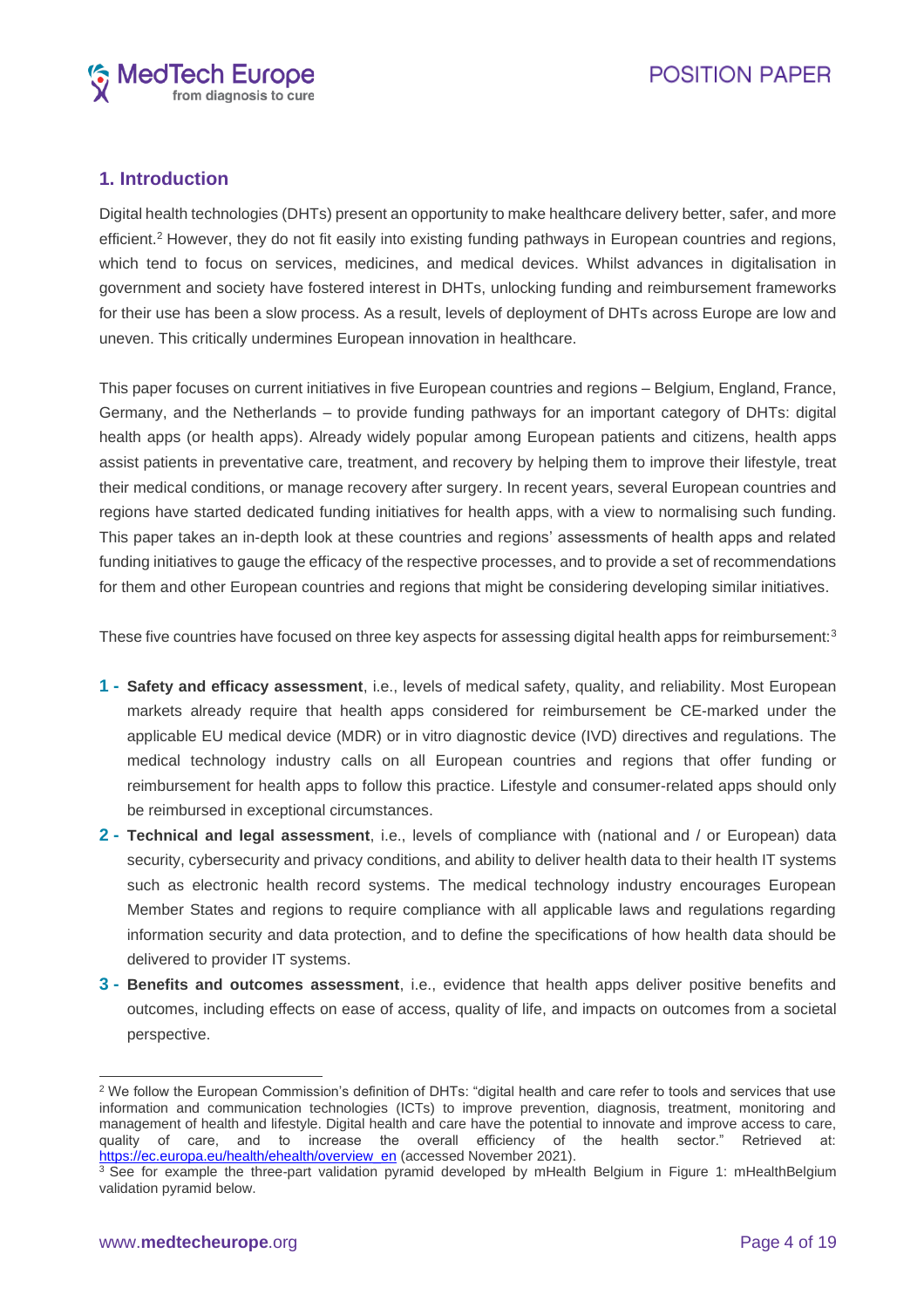## 1. Introduction

Digital health technologies (DHTs) present an opportunity to make healthcare delivery better, safer, and more efficient.[2] However, they do not fit easily into existing funding pathways in European countries and regions, which tend to focus on services, medicines, and medical devices. Whilst advances in digitalisation in government and society have fostered interest in DHTs, unlocking funding and reimbursement frameworks for their use has been a slow process. As a result, levels of deployment of DHTs across Europe are low and uneven. This critically undermines European innovation in healthcare.

This paper focuses on current initiatives in five European countries and regions – Belgium, England, France, Germany, and the Netherlands – to provide funding pathways for an important category of DHTs: digital health apps (or health apps). Already widely popular among European patients and citizens, health apps assist patients in preventative care, treatment, and recovery by helping them to improve their lifestyle, treat their medical conditions, or manage recovery after surgery. In recent years, several European countries and regions have started dedicated funding initiatives for health apps, with a view to normalising such funding. This paper takes an in-depth look at these countries and regions' assessments of health apps and related funding initiatives to gauge the efficacy of the respective processes, and to provide a set of recommendations for them and other European countries and regions that might be considering developing similar initiatives.

These five countries have focused on three key aspects for assessing digital health apps for reimbursement:[3]

1 - **Safety and efficacy assessment**, i.e., levels of medical safety, quality, and reliability. Most European markets already require that health apps considered for reimbursement be CE-marked under the applicable EU medical device (MDR) or in vitro diagnostic device (IVD) directives and regulations. The medical technology industry calls on all European countries and regions that offer funding or reimbursement for health apps to follow this practice. Lifestyle and consumer-related apps should only be reimbursed in exceptional circumstances.

2 - **Technical and legal assessment**, i.e., levels of compliance with (national and / or European) data security, cybersecurity and privacy conditions, and ability to deliver health data to their health IT systems such as electronic health record systems. The medical technology industry encourages European Member States and regions to require compliance with all applicable laws and regulations regarding information security and data protection, and to define the specifications of how health data should be delivered to provider IT systems.

3 - **Benefits and outcomes assessment**, i.e., evidence that health apps deliver positive benefits and outcomes, including effects on ease of access, quality of life, and impacts on outcomes from a societal perspective.

---

[2] We follow the European Commission's definition of DHTs: "digital health and care refer to tools and services that use information and communication technologies (ICTs) to improve prevention, diagnosis, treatment, monitoring and management of health and lifestyle. Digital health and care have the potential to innovate and improve access to care, quality of care, and to increase the overall efficiency of the health sector." Retrieved at: https://ec.europa.eu/health/ehealth/overview_en (accessed November 2021).

[3] See for example the three-part validation pyramid developed by mHealth Belgium in Figure 1: mHealthBelgium validation pyramid below.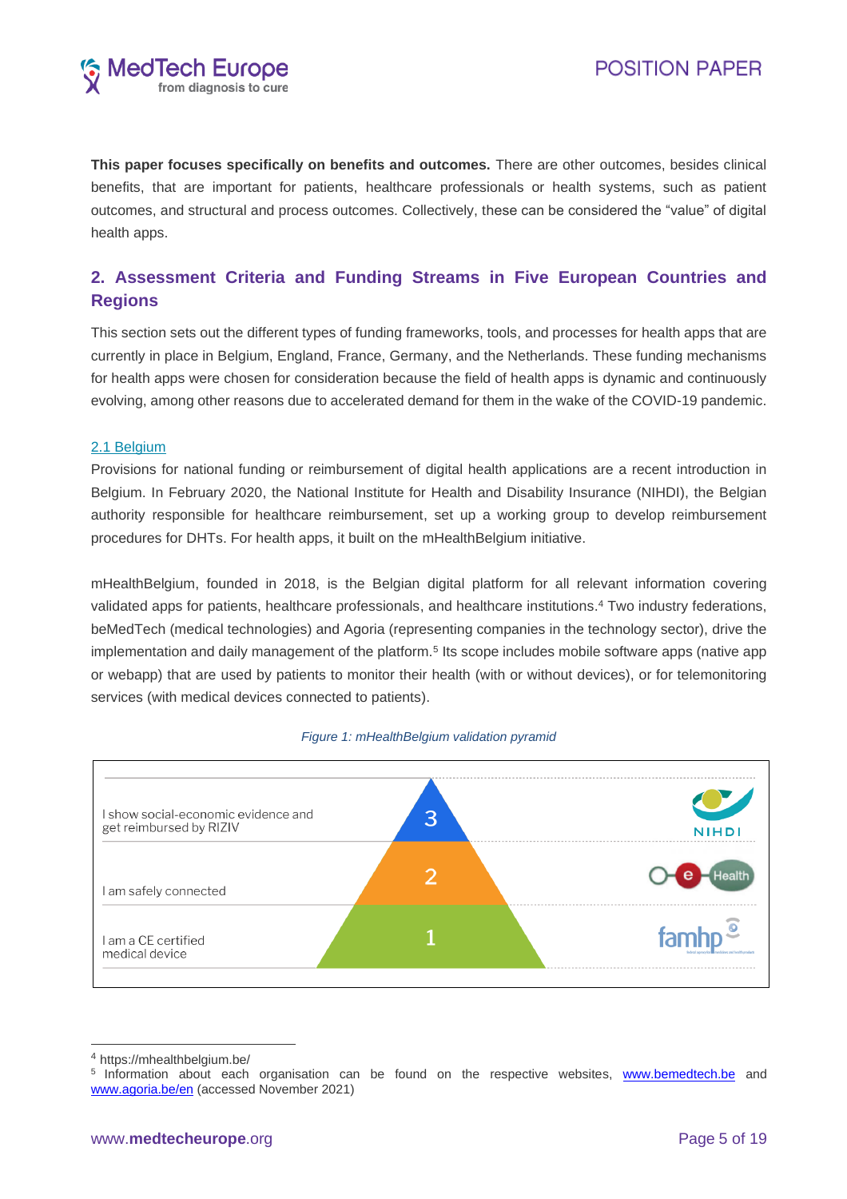**This paper focuses specifically on benefits and outcomes.** There are other outcomes, besides clinical benefits, that are important for patients, healthcare professionals or health systems, such as patient outcomes, and structural and process outcomes. Collectively, these can be considered the "value" of digital health apps.

## 2. Assessment Criteria and Funding Streams in Five European Countries and Regions

This section sets out the different types of funding frameworks, tools, and processes for health apps that are currently in place in Belgium, England, France, Germany, and the Netherlands. These funding mechanisms for health apps were chosen for consideration because the field of health apps is dynamic and continuously evolving, among other reasons due to accelerated demand for them in the wake of the COVID-19 pandemic.

### 2.1 Belgium

Provisions for national funding or reimbursement of digital health applications are a recent introduction in Belgium. In February 2020, the National Institute for Health and Disability Insurance (NIHDI), the Belgian authority responsible for healthcare reimbursement, set up a working group to develop reimbursement procedures for DHTs. For health apps, it built on the mHealthBelgium initiative.

mHealthBelgium, founded in 2018, is the Belgian digital platform for all relevant information covering validated apps for patients, healthcare professionals, and healthcare institutions.[4] Two industry federations, beMedTech (medical technologies) and Agoria (representing companies in the technology sector), drive the implementation and daily management of the platform.[5] Its scope includes mobile software apps (native app or webapp) that are used by patients to monitor their health (with or without devices), or for telemonitoring services (with medical devices connected to patients).

*Figure 1: mHealthBelgium validation pyramid*

| Statement | Level | Organisation |
|---|---|---|
| I show social-economic evidence and get reimbursed by RIZIV | 3 | NIHDI |
| I am safely connected | 2 | eHealth |
| I am a CE certified medical device | 1 | famhp |

[4] https://mhealthbelgium.be/

[5] Information about each organisation can be found on the respective websites, www.bemedtech.be and www.agoria.be/en (accessed November 2021)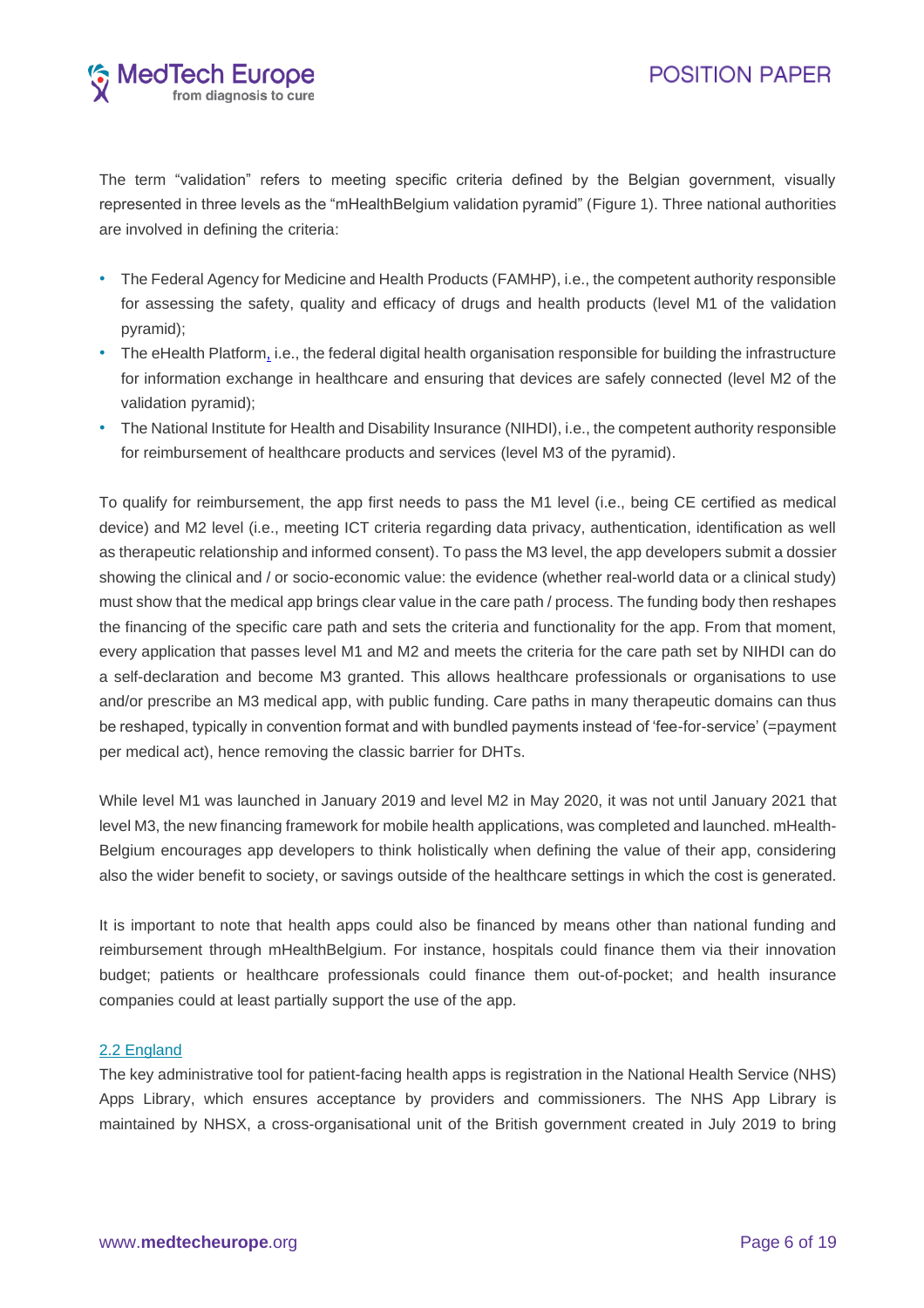The term "validation" refers to meeting specific criteria defined by the Belgian government, visually represented in three levels as the "mHealthBelgium validation pyramid" (Figure 1). Three national authorities are involved in defining the criteria:

- The Federal Agency for Medicine and Health Products (FAMHP), i.e., the competent authority responsible for assessing the safety, quality and efficacy of drugs and health products (level M1 of the validation pyramid);
- The eHealth Platform, i.e., the federal digital health organisation responsible for building the infrastructure for information exchange in healthcare and ensuring that devices are safely connected (level M2 of the validation pyramid);
- The National Institute for Health and Disability Insurance (NIHDI), i.e., the competent authority responsible for reimbursement of healthcare products and services (level M3 of the pyramid).

To qualify for reimbursement, the app first needs to pass the M1 level (i.e., being CE certified as medical device) and M2 level (i.e., meeting ICT criteria regarding data privacy, authentication, identification as well as therapeutic relationship and informed consent). To pass the M3 level, the app developers submit a dossier showing the clinical and / or socio-economic value: the evidence (whether real-world data or a clinical study) must show that the medical app brings clear value in the care path / process. The funding body then reshapes the financing of the specific care path and sets the criteria and functionality for the app. From that moment, every application that passes level M1 and M2 and meets the criteria for the care path set by NIHDI can do a self-declaration and become M3 granted. This allows healthcare professionals or organisations to use and/or prescribe an M3 medical app, with public funding. Care paths in many therapeutic domains can thus be reshaped, typically in convention format and with bundled payments instead of 'fee-for-service' (=payment per medical act), hence removing the classic barrier for DHTs.

While level M1 was launched in January 2019 and level M2 in May 2020, it was not until January 2021 that level M3, the new financing framework for mobile health applications, was completed and launched. mHealth-Belgium encourages app developers to think holistically when defining the value of their app, considering also the wider benefit to society, or savings outside of the healthcare settings in which the cost is generated.

It is important to note that health apps could also be financed by means other than national funding and reimbursement through mHealthBelgium. For instance, hospitals could finance them via their innovation budget; patients or healthcare professionals could finance them out-of-pocket; and health insurance companies could at least partially support the use of the app.

### 2.2 England

The key administrative tool for patient-facing health apps is registration in the National Health Service (NHS) Apps Library, which ensures acceptance by providers and commissioners. The NHS App Library is maintained by NHSX, a cross-organisational unit of the British government created in July 2019 to bring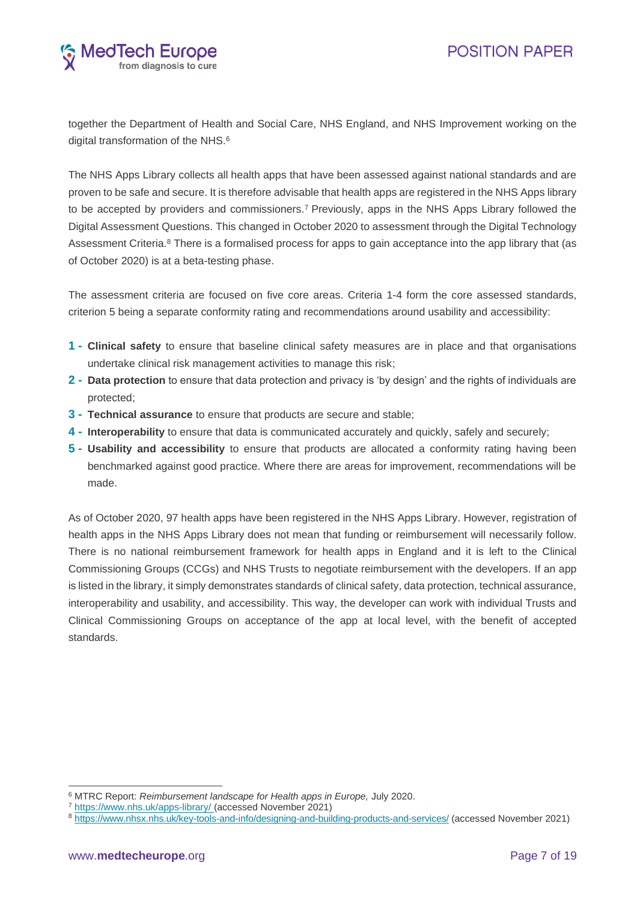together the Department of Health and Social Care, NHS England, and NHS Improvement working on the digital transformation of the NHS.[6]

The NHS Apps Library collects all health apps that have been assessed against national standards and are proven to be safe and secure. It is therefore advisable that health apps are registered in the NHS Apps library to be accepted by providers and commissioners.[7] Previously, apps in the NHS Apps Library followed the Digital Assessment Questions. This changed in October 2020 to assessment through the Digital Technology Assessment Criteria.[8] There is a formalised process for apps to gain acceptance into the app library that (as of October 2020) is at a beta-testing phase.

The assessment criteria are focused on five core areas. Criteria 1-4 form the core assessed standards, criterion 5 being a separate conformity rating and recommendations around usability and accessibility:

1 - **Clinical safety** to ensure that baseline clinical safety measures are in place and that organisations undertake clinical risk management activities to manage this risk;

2 - **Data protection** to ensure that data protection and privacy is 'by design' and the rights of individuals are protected;

3 - **Technical assurance** to ensure that products are secure and stable;

4 - **Interoperability** to ensure that data is communicated accurately and quickly, safely and securely;

5 - **Usability and accessibility** to ensure that products are allocated a conformity rating having been benchmarked against good practice. Where there are areas for improvement, recommendations will be made.

As of October 2020, 97 health apps have been registered in the NHS Apps Library. However, registration of health apps in the NHS Apps Library does not mean that funding or reimbursement will necessarily follow. There is no national reimbursement framework for health apps in England and it is left to the Clinical Commissioning Groups (CCGs) and NHS Trusts to negotiate reimbursement with the developers. If an app is listed in the library, it simply demonstrates standards of clinical safety, data protection, technical assurance, interoperability and usability, and accessibility. This way, the developer can work with individual Trusts and Clinical Commissioning Groups on acceptance of the app at local level, with the benefit of accepted standards.

---

[6] MTRC Report: *Reimbursement landscape for Health apps in Europe,* July 2020.

[7] https://www.nhs.uk/apps-library/ (accessed November 2021)

[8] https://www.nhsx.nhs.uk/key-tools-and-info/designing-and-building-products-and-services/ (accessed November 2021)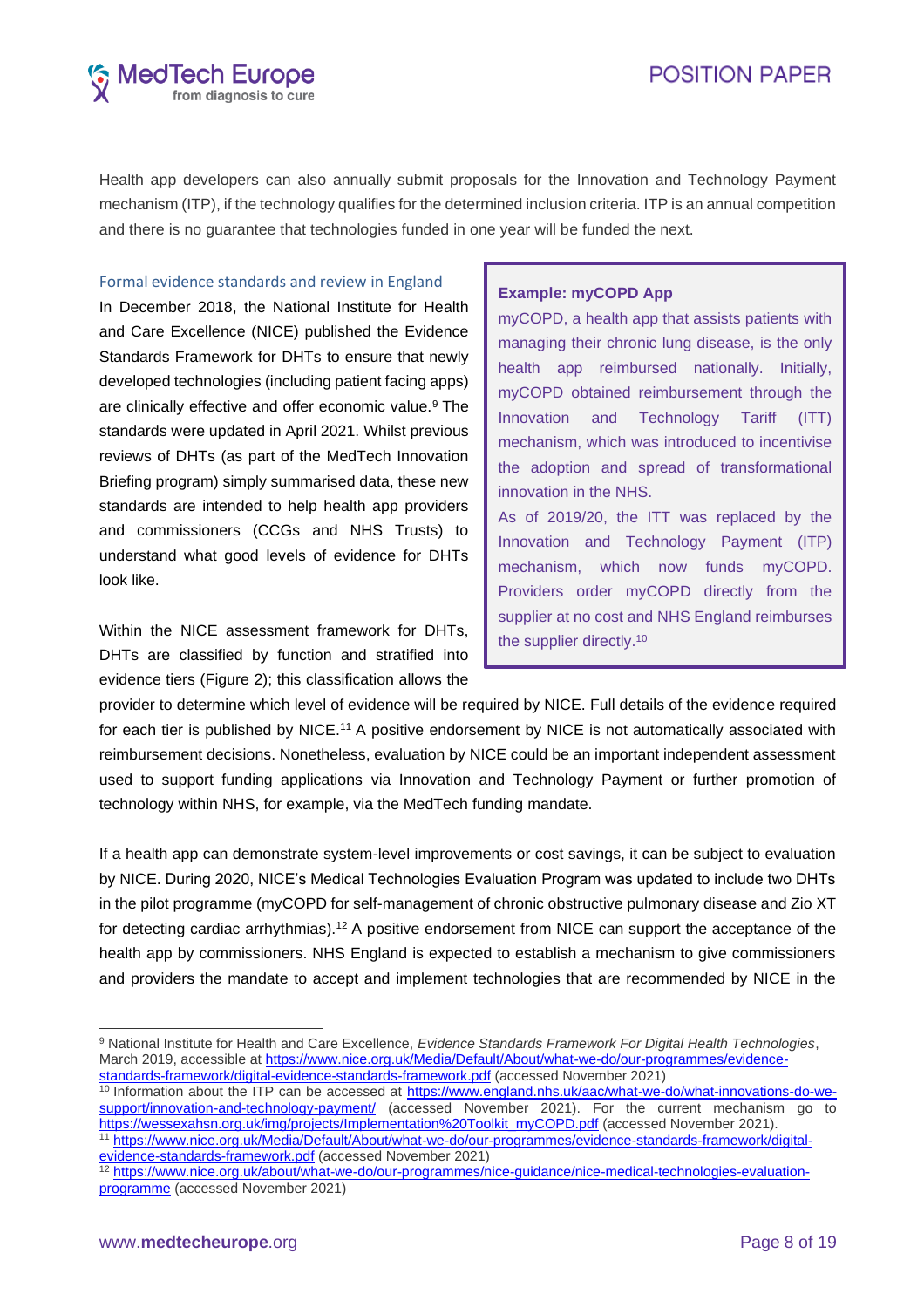Health app developers can also annually submit proposals for the Innovation and Technology Payment mechanism (ITP), if the technology qualifies for the determined inclusion criteria. ITP is an annual competition and there is no guarantee that technologies funded in one year will be funded the next.

### Formal evidence standards and review in England

In December 2018, the National Institute for Health and Care Excellence (NICE) published the Evidence Standards Framework for DHTs to ensure that newly developed technologies (including patient facing apps) are clinically effective and offer economic value.[9] The standards were updated in April 2021. Whilst previous reviews of DHTs (as part of the MedTech Innovation Briefing program) simply summarised data, these new standards are intended to help health app providers and commissioners (CCGs and NHS Trusts) to understand what good levels of evidence for DHTs look like.

> **Example: myCOPD App**
>
> myCOPD, a health app that assists patients with managing their chronic lung disease, is the only health app reimbursed nationally. Initially, myCOPD obtained reimbursement through the Innovation and Technology Tariff (ITT) mechanism, which was introduced to incentivise the adoption and spread of transformational innovation in the NHS.
>
> As of 2019/20, the ITT was replaced by the Innovation and Technology Payment (ITP) mechanism, which now funds myCOPD. Providers order myCOPD directly from the supplier at no cost and NHS England reimburses the supplier directly.[10]

Within the NICE assessment framework for DHTs, DHTs are classified by function and stratified into evidence tiers (Figure 2); this classification allows the provider to determine which level of evidence will be required by NICE. Full details of the evidence required for each tier is published by NICE.[11] A positive endorsement by NICE is not automatically associated with reimbursement decisions. Nonetheless, evaluation by NICE could be an important independent assessment used to support funding applications via Innovation and Technology Payment or further promotion of technology within NHS, for example, via the MedTech funding mandate.

If a health app can demonstrate system-level improvements or cost savings, it can be subject to evaluation by NICE. During 2020, NICE's Medical Technologies Evaluation Program was updated to include two DHTs in the pilot programme (myCOPD for self-management of chronic obstructive pulmonary disease and Zio XT for detecting cardiac arrhythmias).[12] A positive endorsement from NICE can support the acceptance of the health app by commissioners. NHS England is expected to establish a mechanism to give commissioners and providers the mandate to accept and implement technologies that are recommended by NICE in the

---

[9] National Institute for Health and Care Excellence, *Evidence Standards Framework For Digital Health Technologies*, March 2019, accessible at https://www.nice.org.uk/Media/Default/About/what-we-do/our-programmes/evidence-standards-framework/digital-evidence-standards-framework.pdf (accessed November 2021)

[10] Information about the ITP can be accessed at https://www.england.nhs.uk/aac/what-we-do/what-innovations-do-we-support/innovation-and-technology-payment/ (accessed November 2021). For the current mechanism go to https://wessexahsn.org.uk/img/projects/Implementation%20Toolkit_myCOPD.pdf (accessed November 2021).

[11] https://www.nice.org.uk/Media/Default/About/what-we-do/our-programmes/evidence-standards-framework/digital-evidence-standards-framework.pdf (accessed November 2021)

[12] https://www.nice.org.uk/about/what-we-do/our-programmes/nice-guidance/nice-medical-technologies-evaluation-programme (accessed November 2021)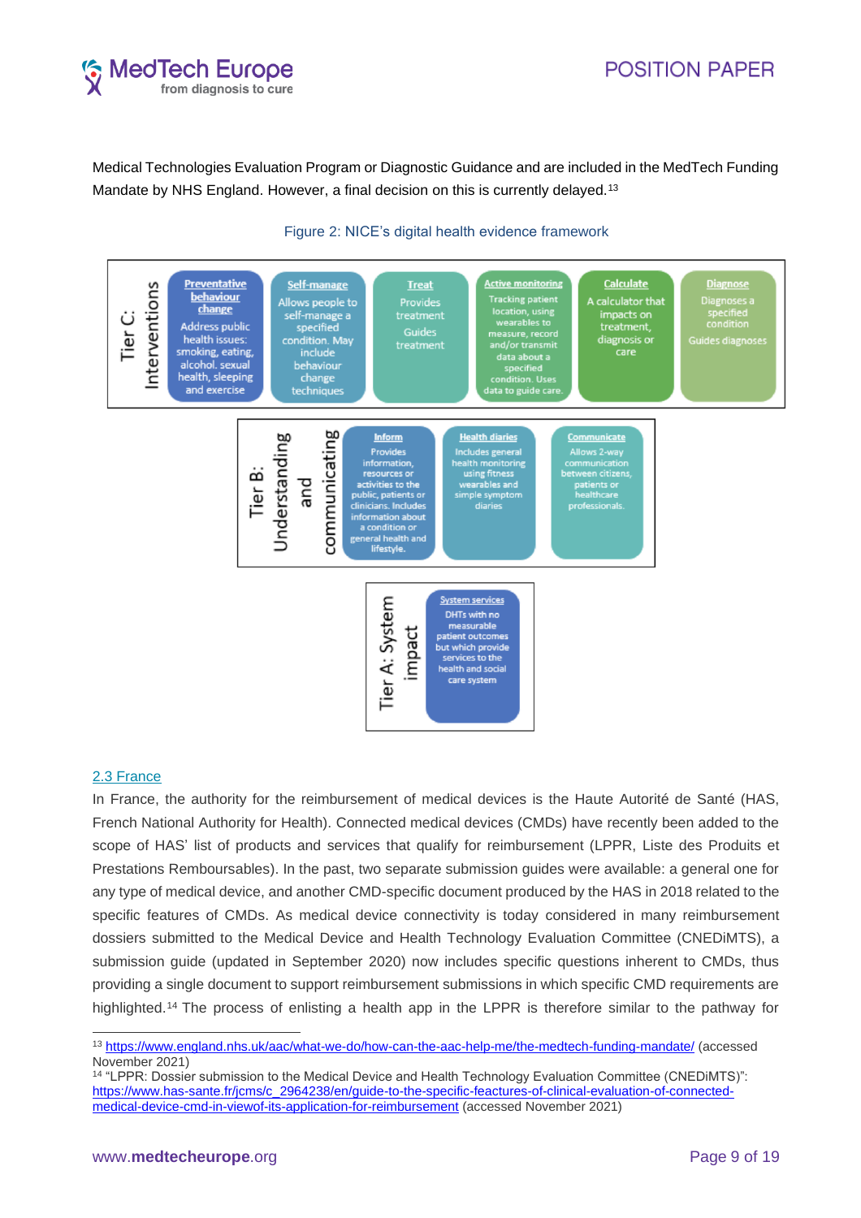Medical Technologies Evaluation Program or Diagnostic Guidance and are included in the MedTech Funding Mandate by NHS England. However, a final decision on this is currently delayed.[13]

Figure 2: NICE's digital health evidence framework

**Tier C: Interventions**

- **Preventative behaviour change** – Address public health issues: smoking, eating, alcohol, sexual health, sleeping and exercise
- **Self-manage** – Allows people to self-manage a specified condition. May include behaviour change techniques
- **Treat** – Provides treatment. Guides treatment
- **Active monitoring** – Tracking patient location, using wearables to measure, record and/or transmit data about a specified condition. Uses data to guide care.
- **Calculate** – A calculator that impacts on treatment, diagnosis or care
- **Diagnose** – Diagnoses a specified condition. Guides diagnoses

**Tier B: Understanding and communicating**

- **Inform** – Provides information, resources or activities to the public, patients or clinicians. Includes information about a condition or general health and lifestyle.
- **Health diaries** – Includes general health monitoring using fitness wearables and simple symptom diaries
- **Communicate** – Allows 2-way communication between citizens, patients or healthcare professionals.

**Tier A: System impact**

- **System services** – DHTs with no measurable patient outcomes but which provide services to the health and social care system

## 2.3 France

In France, the authority for the reimbursement of medical devices is the Haute Autorité de Santé (HAS, French National Authority for Health). Connected medical devices (CMDs) have recently been added to the scope of HAS' list of products and services that qualify for reimbursement (LPPR, Liste des Produits et Prestations Remboursables). In the past, two separate submission guides were available: a general one for any type of medical device, and another CMD-specific document produced by the HAS in 2018 related to the specific features of CMDs. As medical device connectivity is today considered in many reimbursement dossiers submitted to the Medical Device and Health Technology Evaluation Committee (CNEDiMTS), a submission guide (updated in September 2020) now includes specific questions inherent to CMDs, thus providing a single document to support reimbursement submissions in which specific CMD requirements are highlighted.[14] The process of enlisting a health app in the LPPR is therefore similar to the pathway for

---

[13] https://www.england.nhs.uk/aac/what-we-do/how-can-the-aac-help-me/the-medtech-funding-mandate/ (accessed November 2021)

[14] "LPPR: Dossier submission to the Medical Device and Health Technology Evaluation Committee (CNEDiMTS)": https://www.has-sante.fr/jcms/c_2964238/en/guide-to-the-specific-feactures-of-clinical-evaluation-of-connected-medical-device-cmd-in-viewof-its-application-for-reimbursement (accessed November 2021)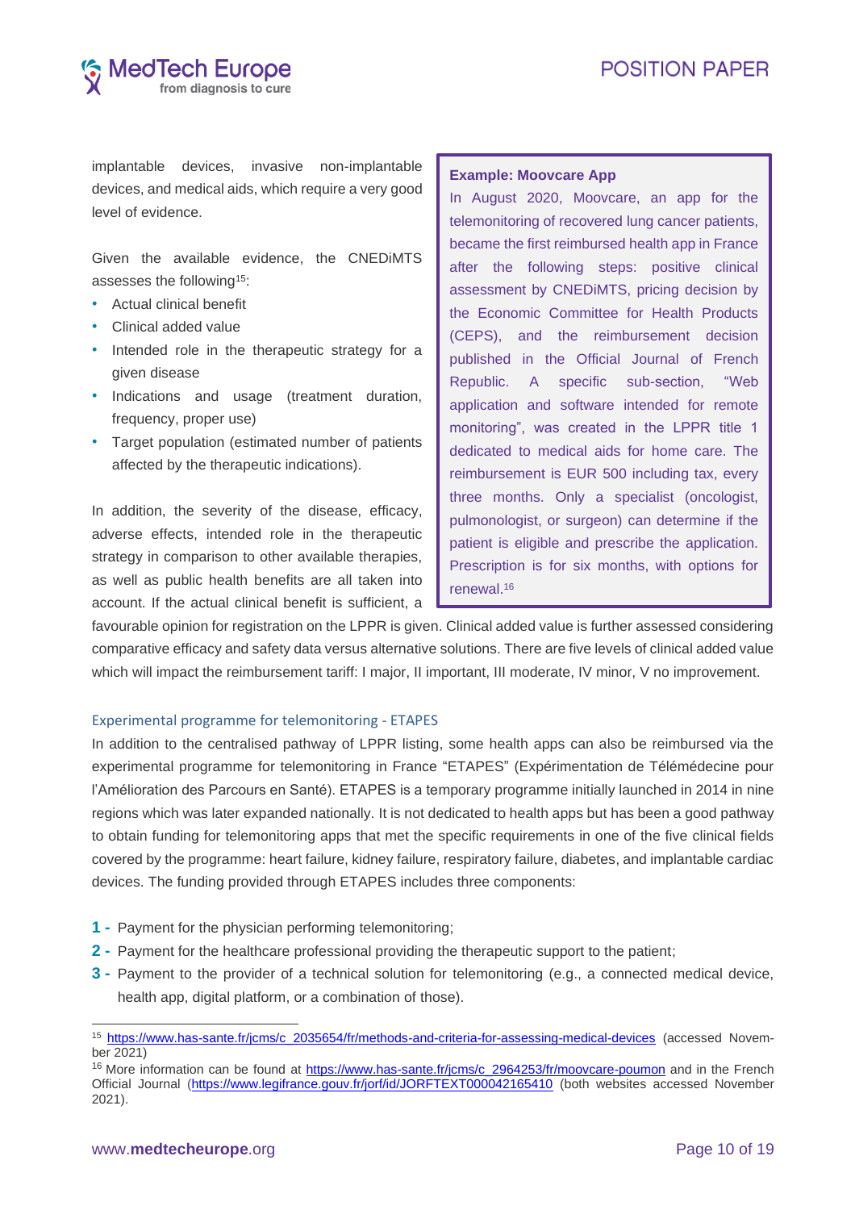implantable devices, invasive non-implantable devices, and medical aids, which require a very good level of evidence.

Given the available evidence, the CNEDiMTS assesses the following[15]:

- Actual clinical benefit
- Clinical added value
- Intended role in the therapeutic strategy for a given disease
- Indications and usage (treatment duration, frequency, proper use)
- Target population (estimated number of patients affected by the therapeutic indications).

In addition, the severity of the disease, efficacy, adverse effects, intended role in the therapeutic strategy in comparison to other available therapies, as well as public health benefits are all taken into account. If the actual clinical benefit is sufficient, a favourable opinion for registration on the LPPR is given. Clinical added value is further assessed considering comparative efficacy and safety data versus alternative solutions. There are five levels of clinical added value which will impact the reimbursement tariff: I major, II important, III moderate, IV minor, V no improvement.

> **Example: Moovcare App**
>
> In August 2020, Moovcare, an app for the telemonitoring of recovered lung cancer patients, became the first reimbursed health app in France after the following steps: positive clinical assessment by CNEDiMTS, pricing decision by the Economic Committee for Health Products (CEPS), and the reimbursement decision published in the Official Journal of French Republic. A specific sub-section, "Web application and software intended for remote monitoring", was created in the LPPR title 1 dedicated to medical aids for home care. The reimbursement is EUR 500 including tax, every three months. Only a specialist (oncologist, pulmonologist, or surgeon) can determine if the patient is eligible and prescribe the application. Prescription is for six months, with options for renewal.[16]

### Experimental programme for telemonitoring - ETAPES

In addition to the centralised pathway of LPPR listing, some health apps can also be reimbursed via the experimental programme for telemonitoring in France "ETAPES" (Expérimentation de Télémédecine pour l'Amélioration des Parcours en Santé). ETAPES is a temporary programme initially launched in 2014 in nine regions which was later expanded nationally. It is not dedicated to health apps but has been a good pathway to obtain funding for telemonitoring apps that met the specific requirements in one of the five clinical fields covered by the programme: heart failure, kidney failure, respiratory failure, diabetes, and implantable cardiac devices. The funding provided through ETAPES includes three components:

1 - Payment for the physician performing telemonitoring;
2 - Payment for the healthcare professional providing the therapeutic support to the patient;
3 - Payment to the provider of a technical solution for telemonitoring (e.g., a connected medical device, health app, digital platform, or a combination of those).

---

[15] https://www.has-sante.fr/jcms/c_2035654/fr/methods-and-criteria-for-assessing-medical-devices (accessed November 2021)

[16] More information can be found at https://www.has-sante.fr/jcms/c_2964253/fr/moovcare-poumon and in the French Official Journal (https://www.legifrance.gouv.fr/jorf/id/JORFTEXT000042165410 (both websites accessed November 2021).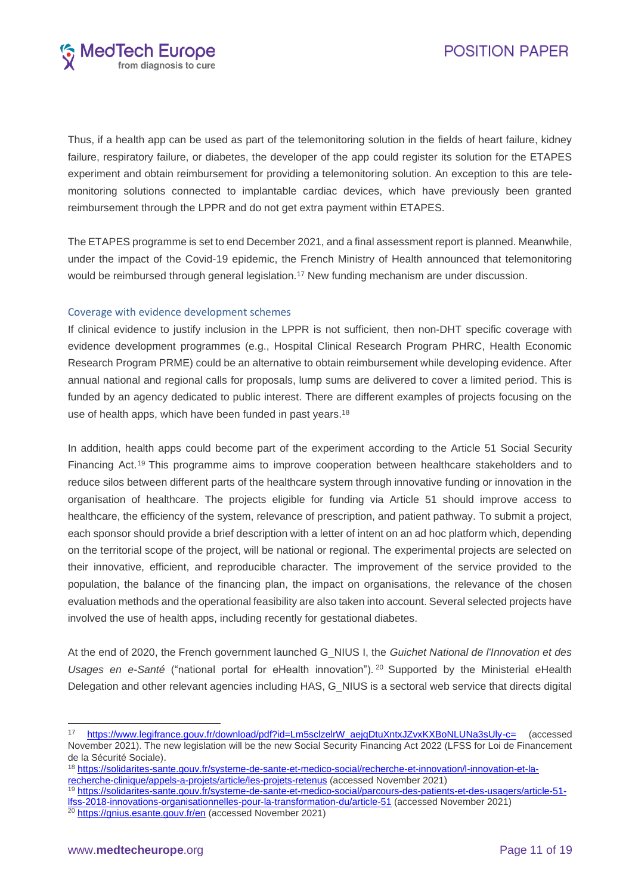Thus, if a health app can be used as part of the telemonitoring solution in the fields of heart failure, kidney failure, respiratory failure, or diabetes, the developer of the app could register its solution for the ETAPES experiment and obtain reimbursement for providing a telemonitoring solution. An exception to this are telemonitoring solutions connected to implantable cardiac devices, which have previously been granted reimbursement through the LPPR and do not get extra payment within ETAPES.

The ETAPES programme is set to end December 2021, and a final assessment report is planned. Meanwhile, under the impact of the Covid-19 epidemic, the French Ministry of Health announced that telemonitoring would be reimbursed through general legislation.[17] New funding mechanism are under discussion.

### Coverage with evidence development schemes

If clinical evidence to justify inclusion in the LPPR is not sufficient, then non-DHT specific coverage with evidence development programmes (e.g., Hospital Clinical Research Program PHRC, Health Economic Research Program PRME) could be an alternative to obtain reimbursement while developing evidence. After annual national and regional calls for proposals, lump sums are delivered to cover a limited period. This is funded by an agency dedicated to public interest. There are different examples of projects focusing on the use of health apps, which have been funded in past years.[18]

In addition, health apps could become part of the experiment according to the Article 51 Social Security Financing Act.[19] This programme aims to improve cooperation between healthcare stakeholders and to reduce silos between different parts of the healthcare system through innovative funding or innovation in the organisation of healthcare. The projects eligible for funding via Article 51 should improve access to healthcare, the efficiency of the system, relevance of prescription, and patient pathway. To submit a project, each sponsor should provide a brief description with a letter of intent on an ad hoc platform which, depending on the territorial scope of the project, will be national or regional. The experimental projects are selected on their innovative, efficient, and reproducible character. The improvement of the service provided to the population, the balance of the financing plan, the impact on organisations, the relevance of the chosen evaluation methods and the operational feasibility are also taken into account. Several selected projects have involved the use of health apps, including recently for gestational diabetes.

At the end of 2020, the French government launched G_NIUS I, the *Guichet National de l'Innovation et des Usages en e-Santé* ("national portal for eHealth innovation").[20] Supported by the Ministerial eHealth Delegation and other relevant agencies including HAS, G_NIUS is a sectoral web service that directs digital

---

[17] https://www.legifrance.gouv.fr/download/pdf?id=Lm5sclzelrW_aejqDtuXntxJZvxKXBoNLUNa3sUly-c= (accessed November 2021). The new legislation will be the new Social Security Financing Act 2022 (LFSS for Loi de Financement de la Sécurité Sociale).

[18] https://solidarites-sante.gouv.fr/systeme-de-sante-et-medico-social/recherche-et-innovation/l-innovation-et-la-recherche-clinique/appels-a-projets/article/les-projets-retenus (accessed November 2021)

[19] https://solidarites-sante.gouv.fr/systeme-de-sante-et-medico-social/parcours-des-patients-et-des-usagers/article-51-lfss-2018-innovations-organisationnelles-pour-la-transformation-du/article-51 (accessed November 2021)

[20] https://gnius.esante.gouv.fr/en (accessed November 2021)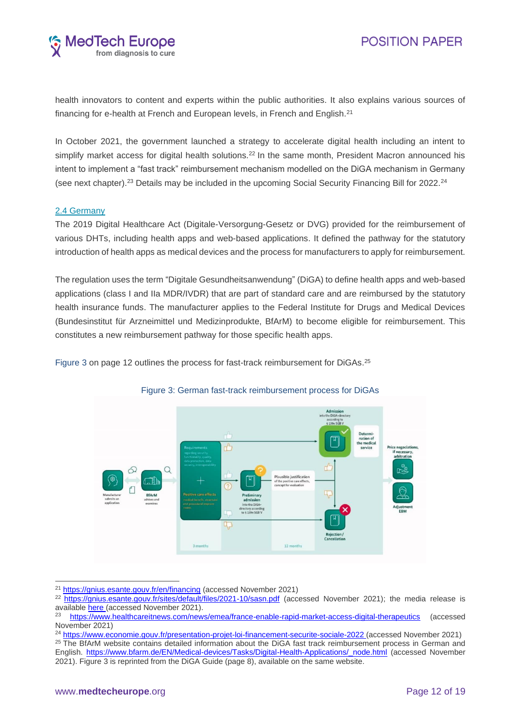health innovators to content and experts within the public authorities. It also explains various sources of financing for e-health at French and European levels, in French and English.[21]

In October 2021, the government launched a strategy to accelerate digital health including an intent to simplify market access for digital health solutions.[22] In the same month, President Macron announced his intent to implement a "fast track" reimbursement mechanism modelled on the DiGA mechanism in Germany (see next chapter).[23] Details may be included in the upcoming Social Security Financing Bill for 2022.[24]

## 2.4 Germany

The 2019 Digital Healthcare Act (Digitale-Versorgung-Gesetz or DVG) provided for the reimbursement of various DHTs, including health apps and web-based applications. It defined the pathway for the statutory introduction of health apps as medical devices and the process for manufacturers to apply for reimbursement.

The regulation uses the term "Digitale Gesundheitsanwendung" (DiGA) to define health apps and web-based applications (class I and IIa MDR/IVDR) that are part of standard care and are reimbursed by the statutory health insurance funds. The manufacturer applies to the Federal Institute for Drugs and Medical Devices (Bundesinstitut für Arzneimittel und Medizinprodukte, BfArM) to become eligible for reimbursement. This constitutes a new reimbursement pathway for those specific health apps.

Figure 3 on page 12 outlines the process for fast-track reimbursement for DiGAs.[25]

Figure 3: German fast-track reimbursement process for DiGAs

---

[21] https://gnius.esante.gouv.fr/en/financing (accessed November 2021)

[22] https://gnius.esante.gouv.fr/sites/default/files/2021-10/sasn.pdf (accessed November 2021); the media release is available here (accessed November 2021).

[23] https://www.healthcareitnews.com/news/emea/france-enable-rapid-market-access-digital-therapeutics (accessed November 2021)

[24] https://www.economie.gouv.fr/presentation-projet-loi-financement-securite-sociale-2022 (accessed November 2021)

[25] The BfArM website contains detailed information about the DiGA fast track reimbursement process in German and English. https://www.bfarm.de/EN/Medical-devices/Tasks/Digital-Health-Applications/_node.html (accessed November 2021). Figure 3 is reprinted from the DiGA Guide (page 8), available on the same website.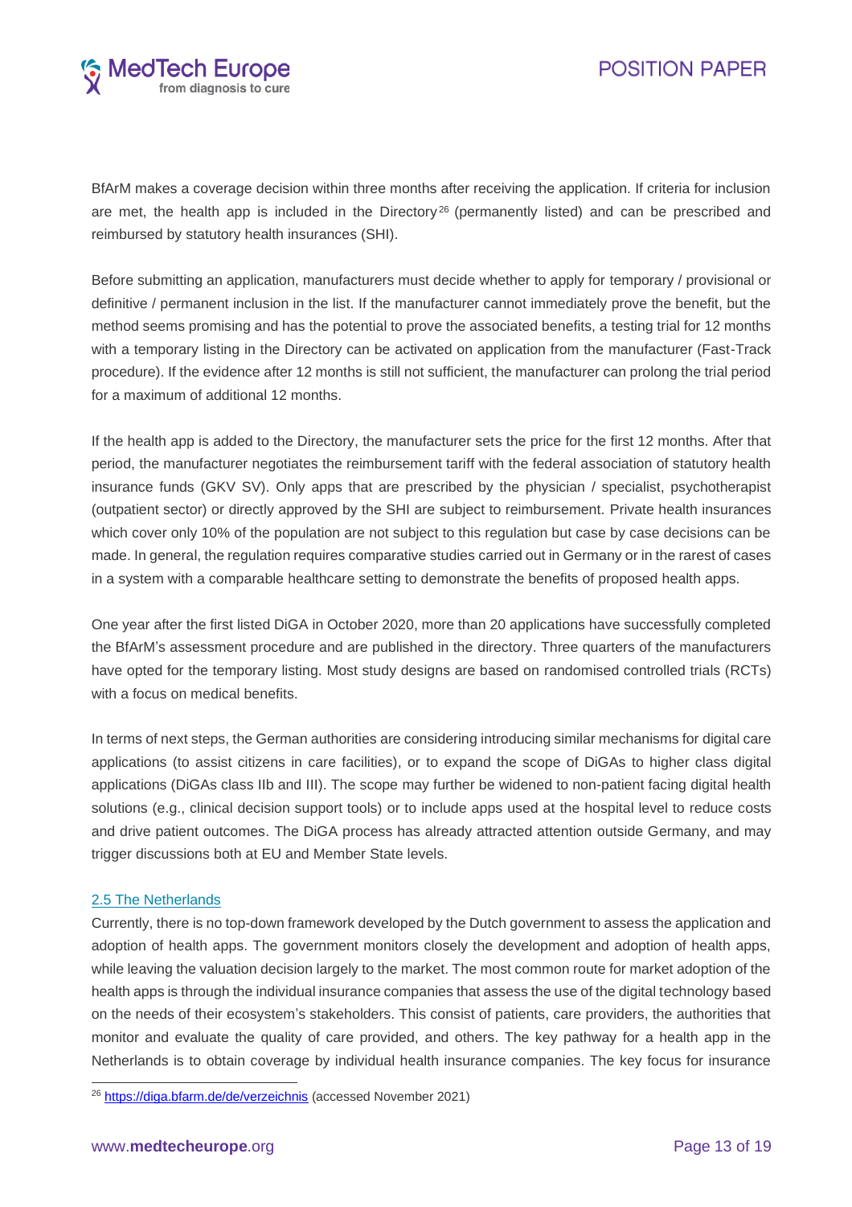BfArM makes a coverage decision within three months after receiving the application. If criteria for inclusion are met, the health app is included in the Directory[26] (permanently listed) and can be prescribed and reimbursed by statutory health insurances (SHI).

Before submitting an application, manufacturers must decide whether to apply for temporary / provisional or definitive / permanent inclusion in the list. If the manufacturer cannot immediately prove the benefit, but the method seems promising and has the potential to prove the associated benefits, a testing trial for 12 months with a temporary listing in the Directory can be activated on application from the manufacturer (Fast-Track procedure). If the evidence after 12 months is still not sufficient, the manufacturer can prolong the trial period for a maximum of additional 12 months.

If the health app is added to the Directory, the manufacturer sets the price for the first 12 months. After that period, the manufacturer negotiates the reimbursement tariff with the federal association of statutory health insurance funds (GKV SV). Only apps that are prescribed by the physician / specialist, psychotherapist (outpatient sector) or directly approved by the SHI are subject to reimbursement. Private health insurances which cover only 10% of the population are not subject to this regulation but case by case decisions can be made. In general, the regulation requires comparative studies carried out in Germany or in the rarest of cases in a system with a comparable healthcare setting to demonstrate the benefits of proposed health apps.

One year after the first listed DiGA in October 2020, more than 20 applications have successfully completed the BfArM's assessment procedure and are published in the directory. Three quarters of the manufacturers have opted for the temporary listing. Most study designs are based on randomised controlled trials (RCTs) with a focus on medical benefits.

In terms of next steps, the German authorities are considering introducing similar mechanisms for digital care applications (to assist citizens in care facilities), or to expand the scope of DiGAs to higher class digital applications (DiGAs class IIb and III). The scope may further be widened to non-patient facing digital health solutions (e.g., clinical decision support tools) or to include apps used at the hospital level to reduce costs and drive patient outcomes. The DiGA process has already attracted attention outside Germany, and may trigger discussions both at EU and Member State levels.

### 2.5 The Netherlands

Currently, there is no top-down framework developed by the Dutch government to assess the application and adoption of health apps. The government monitors closely the development and adoption of health apps, while leaving the valuation decision largely to the market. The most common route for market adoption of the health apps is through the individual insurance companies that assess the use of the digital technology based on the needs of their ecosystem's stakeholders. This consist of patients, care providers, the authorities that monitor and evaluate the quality of care provided, and others. The key pathway for a health app in the Netherlands is to obtain coverage by individual health insurance companies. The key focus for insurance

[26] https://diga.bfarm.de/de/verzeichnis (accessed November 2021)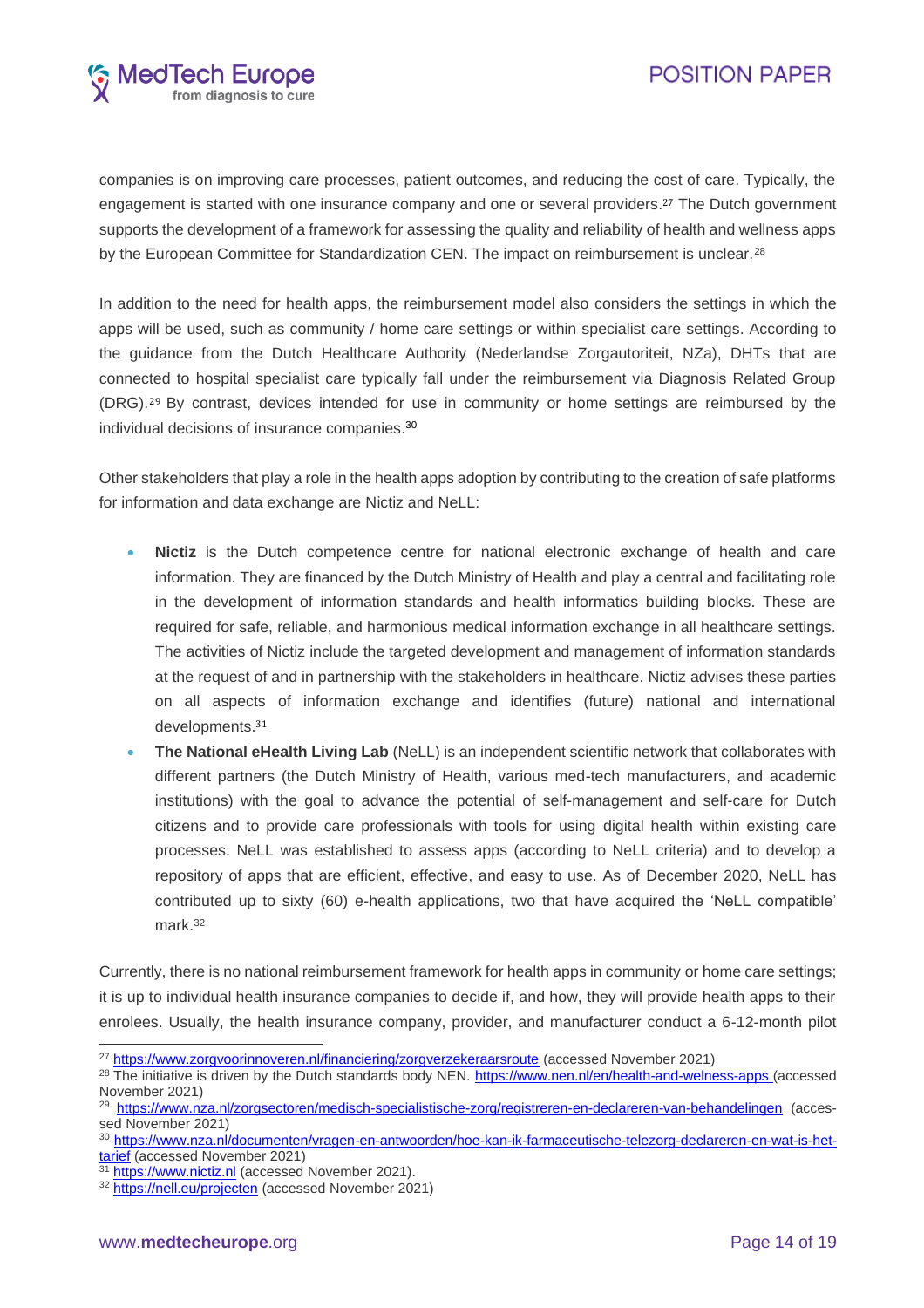companies is on improving care processes, patient outcomes, and reducing the cost of care. Typically, the engagement is started with one insurance company and one or several providers.[27] The Dutch government supports the development of a framework for assessing the quality and reliability of health and wellness apps by the European Committee for Standardization CEN. The impact on reimbursement is unclear.[28]

In addition to the need for health apps, the reimbursement model also considers the settings in which the apps will be used, such as community / home care settings or within specialist care settings. According to the guidance from the Dutch Healthcare Authority (Nederlandse Zorgautoriteit, NZa), DHTs that are connected to hospital specialist care typically fall under the reimbursement via Diagnosis Related Group (DRG).[29] By contrast, devices intended for use in community or home settings are reimbursed by the individual decisions of insurance companies.[30]

Other stakeholders that play a role in the health apps adoption by contributing to the creation of safe platforms for information and data exchange are Nictiz and NeLL:

- **Nictiz** is the Dutch competence centre for national electronic exchange of health and care information. They are financed by the Dutch Ministry of Health and play a central and facilitating role in the development of information standards and health informatics building blocks. These are required for safe, reliable, and harmonious medical information exchange in all healthcare settings. The activities of Nictiz include the targeted development and management of information standards at the request of and in partnership with the stakeholders in healthcare. Nictiz advises these parties on all aspects of information exchange and identifies (future) national and international developments.[31]
- **The National eHealth Living Lab** (NeLL) is an independent scientific network that collaborates with different partners (the Dutch Ministry of Health, various med-tech manufacturers, and academic institutions) with the goal to advance the potential of self-management and self-care for Dutch citizens and to provide care professionals with tools for using digital health within existing care processes. NeLL was established to assess apps (according to NeLL criteria) and to develop a repository of apps that are efficient, effective, and easy to use. As of December 2020, NeLL has contributed up to sixty (60) e-health applications, two that have acquired the 'NeLL compatible' mark.[32]

Currently, there is no national reimbursement framework for health apps in community or home care settings; it is up to individual health insurance companies to decide if, and how, they will provide health apps to their enrolees. Usually, the health insurance company, provider, and manufacturer conduct a 6-12-month pilot

---

[27] https://www.zorgvoorinnoveren.nl/financiering/zorgverzekeraarsroute (accessed November 2021)

[28] The initiative is driven by the Dutch standards body NEN. https://www.nen.nl/en/health-and-welness-apps (accessed November 2021)

[29] https://www.nza.nl/zorgsectoren/medisch-specialistische-zorg/registreren-en-declareren-van-behandelingen (accessed November 2021)

[30] https://www.nza.nl/documenten/vragen-en-antwoorden/hoe-kan-ik-farmaceutische-telezorg-declareren-en-wat-is-het-tarief (accessed November 2021)

[31] https://www.nictiz.nl (accessed November 2021).

[32] https://nell.eu/projecten (accessed November 2021)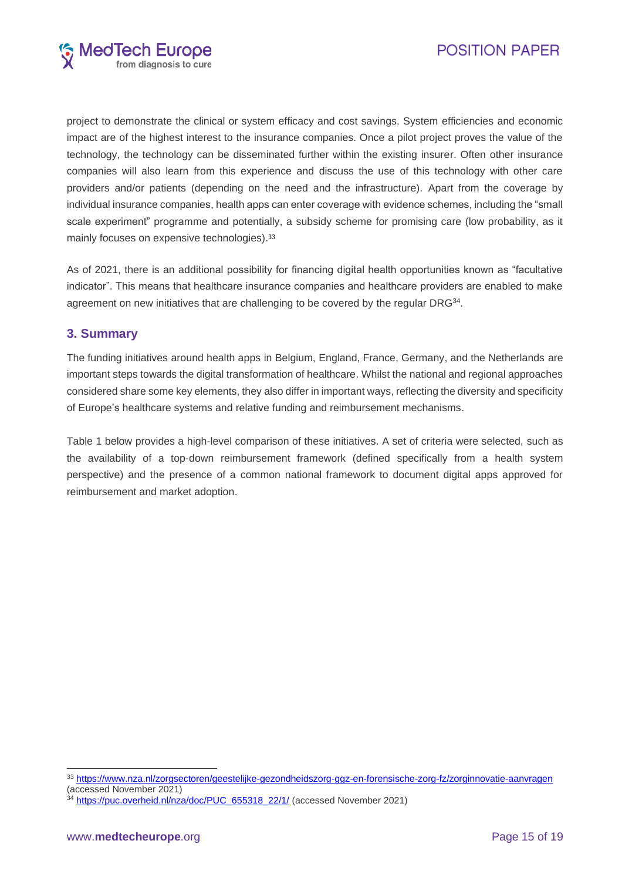project to demonstrate the clinical or system efficacy and cost savings. System efficiencies and economic impact are of the highest interest to the insurance companies. Once a pilot project proves the value of the technology, the technology can be disseminated further within the existing insurer. Often other insurance companies will also learn from this experience and discuss the use of this technology with other care providers and/or patients (depending on the need and the infrastructure). Apart from the coverage by individual insurance companies, health apps can enter coverage with evidence schemes, including the "small scale experiment" programme and potentially, a subsidy scheme for promising care (low probability, as it mainly focuses on expensive technologies).[33]

As of 2021, there is an additional possibility for financing digital health opportunities known as "facultative indicator". This means that healthcare insurance companies and healthcare providers are enabled to make agreement on new initiatives that are challenging to be covered by the regular DRG[34].

## 3. Summary

The funding initiatives around health apps in Belgium, England, France, Germany, and the Netherlands are important steps towards the digital transformation of healthcare. Whilst the national and regional approaches considered share some key elements, they also differ in important ways, reflecting the diversity and specificity of Europe's healthcare systems and relative funding and reimbursement mechanisms.

Table 1 below provides a high-level comparison of these initiatives. A set of criteria were selected, such as the availability of a top-down reimbursement framework (defined specifically from a health system perspective) and the presence of a common national framework to document digital apps approved for reimbursement and market adoption.

---

[33] https://www.nza.nl/zorgsectoren/geestelijke-gezondheidszorg-ggz-en-forensische-zorg-fz/zorginnovatie-aanvragen (accessed November 2021)

[34] https://puc.overheid.nl/nza/doc/PUC_655318_22/1/ (accessed November 2021)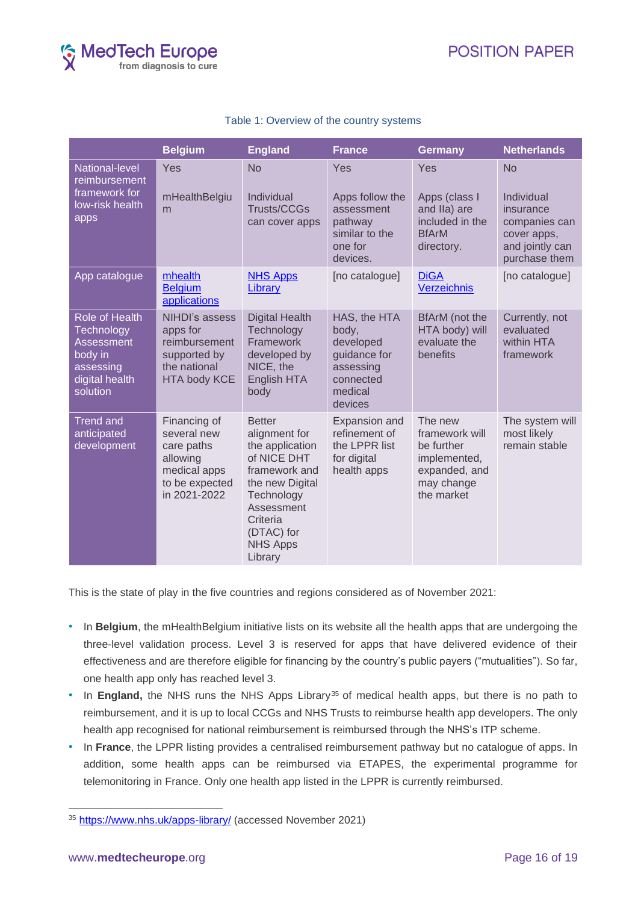Table 1: Overview of the country systems

| | Belgium | England | France | Germany | Netherlands |
|---|---|---|---|---|---|
| National-level reimbursement framework for low-risk health apps | Yes<br><br>mHealthBelgium | No<br><br>Individual Trusts/CCGs can cover apps | Yes<br><br>Apps follow the assessment pathway similar to the one for devices. | Yes<br><br>Apps (class I and IIa) are included in the BfArM directory. | No<br><br>Individual insurance companies can cover apps, and jointly can purchase them |
| App catalogue | mhealth Belgium applications | NHS Apps Library | [no catalogue] | DiGA Verzeichnis | [no catalogue] |
| Role of Health Technology Assessment body in assessing digital health solution | NIHDI's assess apps for reimbursement supported by the national HTA body KCE | Digital Health Technology Framework developed by NICE, the English HTA body | HAS, the HTA body, developed guidance for assessing connected medical devices | BfArM (not the HTA body) will evaluate the benefits | Currently, not evaluated within HTA framework |
| Trend and anticipated development | Financing of several new care paths allowing medical apps to be expected in 2021-2022 | Better alignment for the application of NICE DHT framework and the new Digital Technology Assessment Criteria (DTAC) for NHS Apps Library | Expansion and refinement of the LPPR list for digital health apps | The new framework will be further implemented, expanded, and may change the market | The system will most likely remain stable |

This is the state of play in the five countries and regions considered as of November 2021:

- In **Belgium**, the mHealthBelgium initiative lists on its website all the health apps that are undergoing the three-level validation process. Level 3 is reserved for apps that have delivered evidence of their effectiveness and are therefore eligible for financing by the country's public payers ("mutualities"). So far, one health app only has reached level 3.
- In **England,** the NHS runs the NHS Apps Library[35] of medical health apps, but there is no path to reimbursement, and it is up to local CCGs and NHS Trusts to reimburse health app developers. The only health app recognised for national reimbursement is reimbursed through the NHS's ITP scheme.
- In **France**, the LPPR listing provides a centralised reimbursement pathway but no catalogue of apps. In addition, some health apps can be reimbursed via ETAPES, the experimental programme for telemonitoring in France. Only one health app listed in the LPPR is currently reimbursed.

[35] https://www.nhs.uk/apps-library/ (accessed November 2021)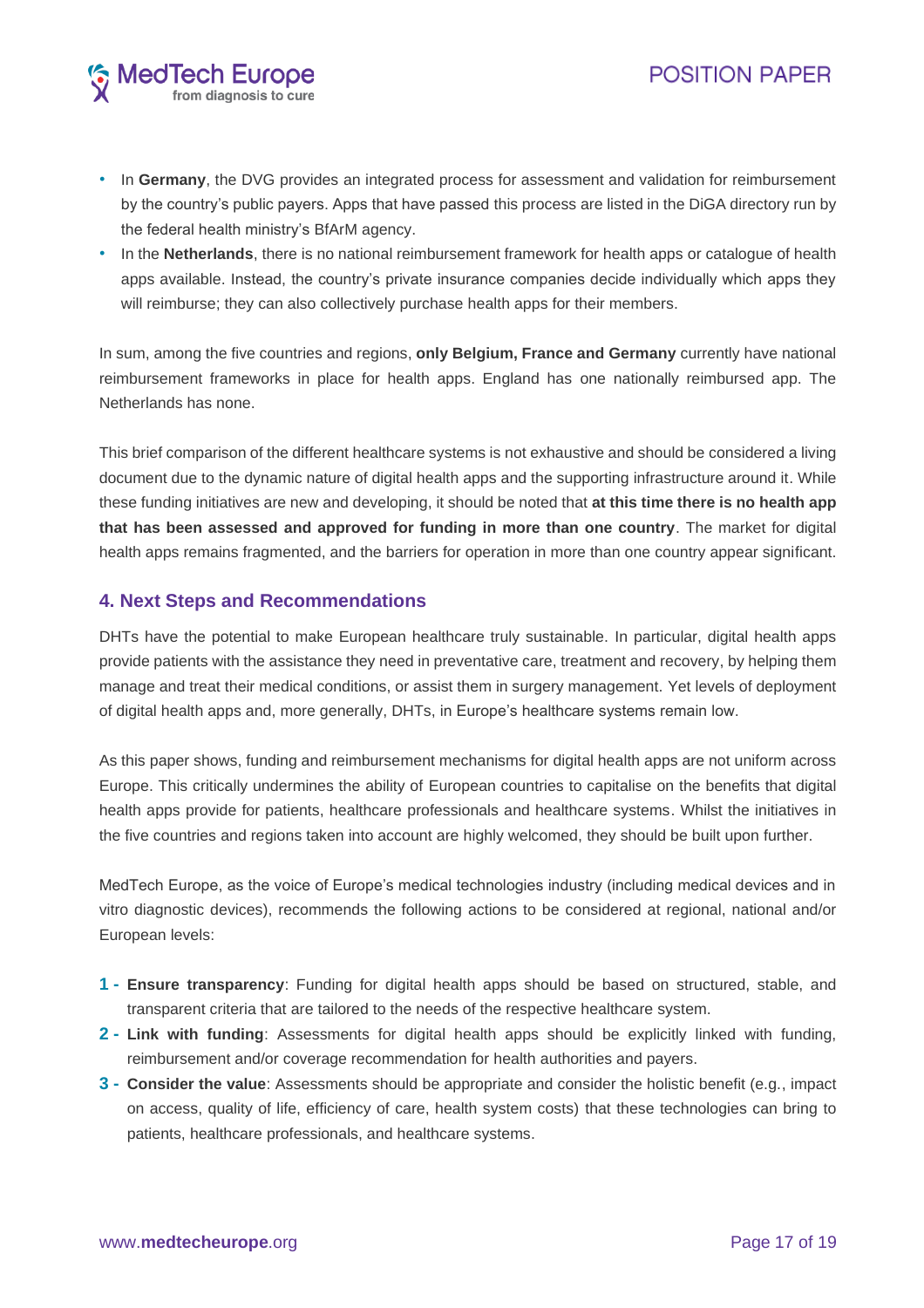- In **Germany**, the DVG provides an integrated process for assessment and validation for reimbursement by the country's public payers. Apps that have passed this process are listed in the DiGA directory run by the federal health ministry's BfArM agency.
- In the **Netherlands**, there is no national reimbursement framework for health apps or catalogue of health apps available. Instead, the country's private insurance companies decide individually which apps they will reimburse; they can also collectively purchase health apps for their members.

In sum, among the five countries and regions, **only Belgium, France and Germany** currently have national reimbursement frameworks in place for health apps. England has one nationally reimbursed app. The Netherlands has none.

This brief comparison of the different healthcare systems is not exhaustive and should be considered a living document due to the dynamic nature of digital health apps and the supporting infrastructure around it. While these funding initiatives are new and developing, it should be noted that **at this time there is no health app that has been assessed and approved for funding in more than one country**. The market for digital health apps remains fragmented, and the barriers for operation in more than one country appear significant.

## 4. Next Steps and Recommendations

DHTs have the potential to make European healthcare truly sustainable. In particular, digital health apps provide patients with the assistance they need in preventative care, treatment and recovery, by helping them manage and treat their medical conditions, or assist them in surgery management. Yet levels of deployment of digital health apps and, more generally, DHTs, in Europe's healthcare systems remain low.

As this paper shows, funding and reimbursement mechanisms for digital health apps are not uniform across Europe. This critically undermines the ability of European countries to capitalise on the benefits that digital health apps provide for patients, healthcare professionals and healthcare systems. Whilst the initiatives in the five countries and regions taken into account are highly welcomed, they should be built upon further.

MedTech Europe, as the voice of Europe's medical technologies industry (including medical devices and in vitro diagnostic devices), recommends the following actions to be considered at regional, national and/or European levels:

1 - **Ensure transparency**: Funding for digital health apps should be based on structured, stable, and transparent criteria that are tailored to the needs of the respective healthcare system.

2 - **Link with funding**: Assessments for digital health apps should be explicitly linked with funding, reimbursement and/or coverage recommendation for health authorities and payers.

3 - **Consider the value**: Assessments should be appropriate and consider the holistic benefit (e.g., impact on access, quality of life, efficiency of care, health system costs) that these technologies can bring to patients, healthcare professionals, and healthcare systems.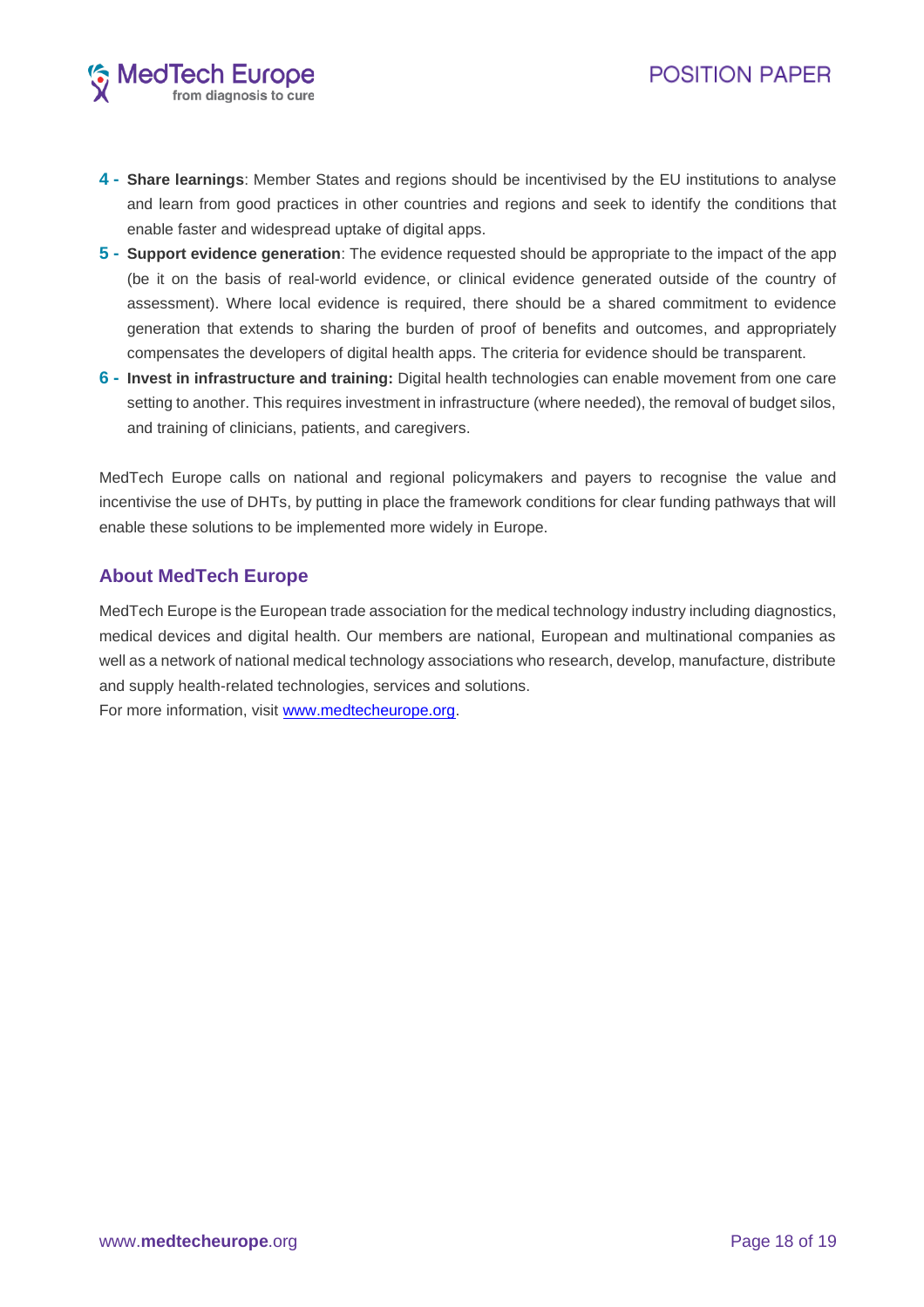4 - **Share learnings**: Member States and regions should be incentivised by the EU institutions to analyse and learn from good practices in other countries and regions and seek to identify the conditions that enable faster and widespread uptake of digital apps.

5 - **Support evidence generation**: The evidence requested should be appropriate to the impact of the app (be it on the basis of real-world evidence, or clinical evidence generated outside of the country of assessment). Where local evidence is required, there should be a shared commitment to evidence generation that extends to sharing the burden of proof of benefits and outcomes, and appropriately compensates the developers of digital health apps. The criteria for evidence should be transparent.

6 - **Invest in infrastructure and training:** Digital health technologies can enable movement from one care setting to another. This requires investment in infrastructure (where needed), the removal of budget silos, and training of clinicians, patients, and caregivers.

MedTech Europe calls on national and regional policymakers and payers to recognise the value and incentivise the use of DHTs, by putting in place the framework conditions for clear funding pathways that will enable these solutions to be implemented more widely in Europe.

## About MedTech Europe

MedTech Europe is the European trade association for the medical technology industry including diagnostics, medical devices and digital health. Our members are national, European and multinational companies as well as a network of national medical technology associations who research, develop, manufacture, distribute and supply health-related technologies, services and solutions.

For more information, visit [www.medtecheurope.org](http://www.medtecheurope.org).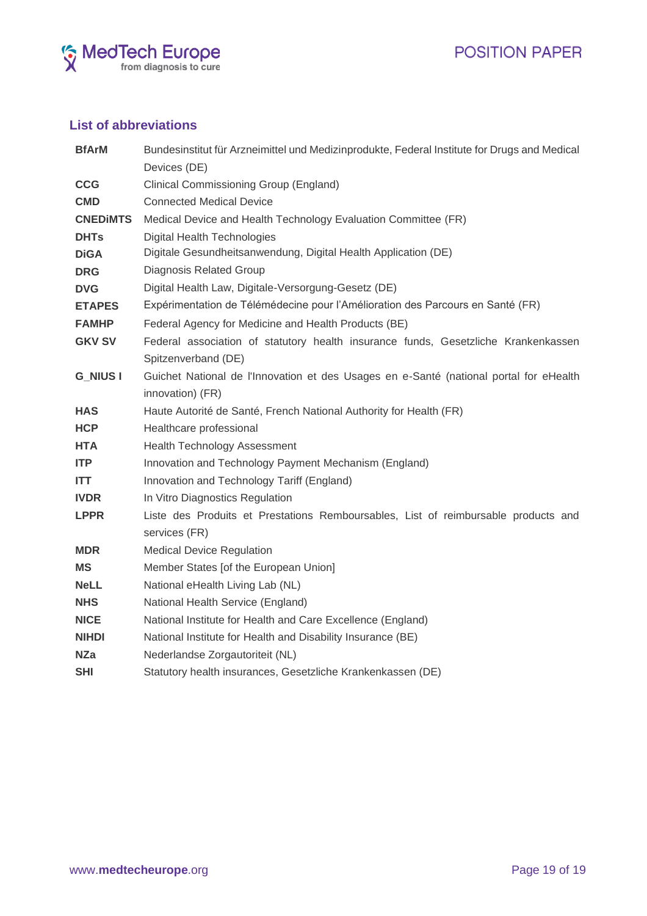## List of abbreviations

| | |
|---|---|
| **BfArM** | Bundesinstitut für Arzneimittel und Medizinprodukte, Federal Institute for Drugs and Medical Devices (DE) |
| **CCG** | Clinical Commissioning Group (England) |
| **CMD** | Connected Medical Device |
| **CNEDiMTS** | Medical Device and Health Technology Evaluation Committee (FR) |
| **DHTs** | Digital Health Technologies |
| **DiGA** | Digitale Gesundheitsanwendung, Digital Health Application (DE) |
| **DRG** | Diagnosis Related Group |
| **DVG** | Digital Health Law, Digitale-Versorgung-Gesetz (DE) |
| **ETAPES** | Expérimentation de Télémédecine pour l'Amélioration des Parcours en Santé (FR) |
| **FAMHP** | Federal Agency for Medicine and Health Products (BE) |
| **GKV SV** | Federal association of statutory health insurance funds, Gesetzliche Krankenkassen Spitzenverband (DE) |
| **G_NIUS I** | Guichet National de l'Innovation et des Usages en e-Santé (national portal for eHealth innovation) (FR) |
| **HAS** | Haute Autorité de Santé, French National Authority for Health (FR) |
| **HCP** | Healthcare professional |
| **HTA** | Health Technology Assessment |
| **ITP** | Innovation and Technology Payment Mechanism (England) |
| **ITT** | Innovation and Technology Tariff (England) |
| **IVDR** | In Vitro Diagnostics Regulation |
| **LPPR** | Liste des Produits et Prestations Remboursables, List of reimbursable products and services (FR) |
| **MDR** | Medical Device Regulation |
| **MS** | Member States [of the European Union] |
| **NeLL** | National eHealth Living Lab (NL) |
| **NHS** | National Health Service (England) |
| **NICE** | National Institute for Health and Care Excellence (England) |
| **NIHDI** | National Institute for Health and Disability Insurance (BE) |
| **NZa** | Nederlandse Zorgautoriteit (NL) |
| **SHI** | Statutory health insurances, Gesetzliche Krankenkassen (DE) |